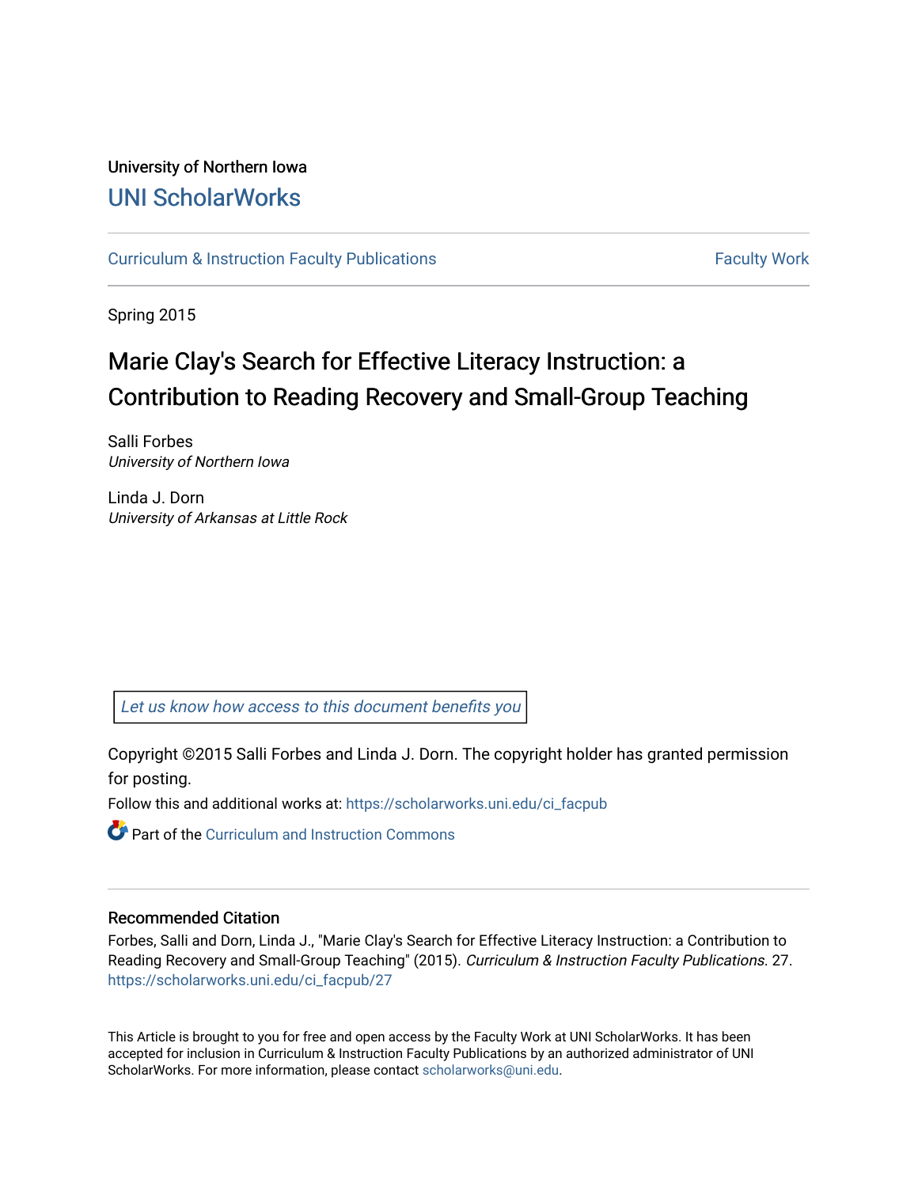University of Northern Iowa

# UNI ScholarWorks

Curriculum & Instruction Faculty Publications | Faculty Work

Spring 2015

# Marie Clay's Search for Effective Literacy Instruction: a Contribution to Reading Recovery and Small-Group Teaching

Salli Forbes
*University of Northern Iowa*

Linda J. Dorn
*University of Arkansas at Little Rock*

*Let us know how access to this document benefits you*

Copyright ©2015 Salli Forbes and Linda J. Dorn. The copyright holder has granted permission for posting.

Follow this and additional works at: https://scholarworks.uni.edu/ci_facpub

Part of the Curriculum and Instruction Commons

## Recommended Citation

Forbes, Salli and Dorn, Linda J., "Marie Clay's Search for Effective Literacy Instruction: a Contribution to Reading Recovery and Small-Group Teaching" (2015). *Curriculum & Instruction Faculty Publications*. 27.
https://scholarworks.uni.edu/ci_facpub/27

This Article is brought to you for free and open access by the Faculty Work at UNI ScholarWorks. It has been accepted for inclusion in Curriculum & Instruction Faculty Publications by an authorized administrator of UNI ScholarWorks. For more information, please contact scholarworks@uni.edu.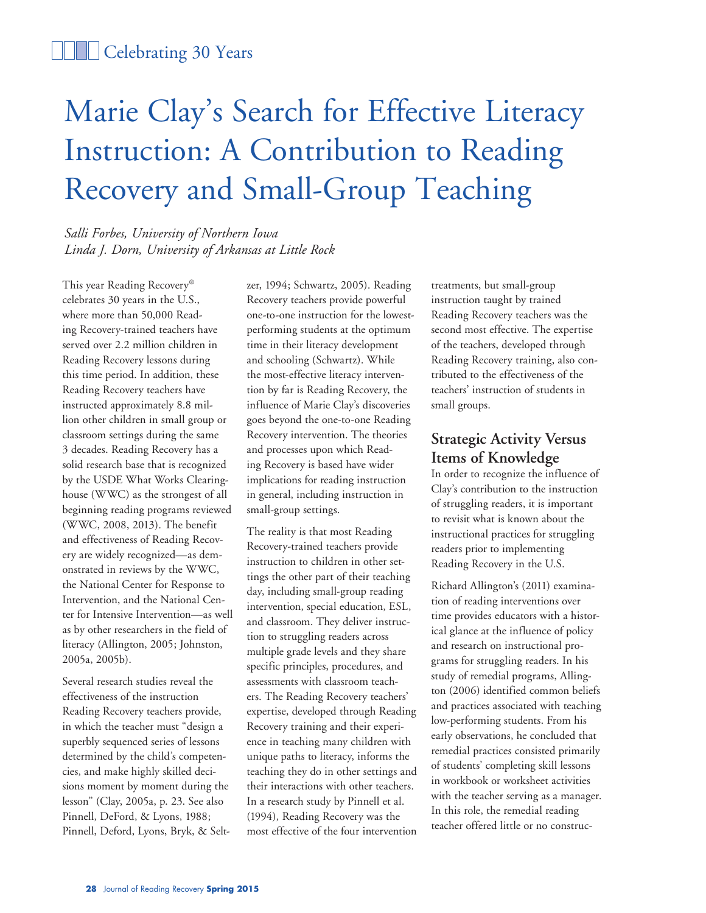# Marie Clay's Search for Effective Literacy Instruction: A Contribution to Reading Recovery and Small-Group Teaching

*Salli Forbes, University of Northern Iowa*
*Linda J. Dorn, University of Arkansas at Little Rock*

This year Reading Recovery® celebrates 30 years in the U.S., where more than 50,000 Reading Recovery-trained teachers have served over 2.2 million children in Reading Recovery lessons during this time period. In addition, these Reading Recovery teachers have instructed approximately 8.8 million other children in small group or classroom settings during the same 3 decades. Reading Recovery has a solid research base that is recognized by the USDE What Works Clearinghouse (WWC) as the strongest of all beginning reading programs reviewed (WWC, 2008, 2013). The benefit and effectiveness of Reading Recovery are widely recognized—as demonstrated in reviews by the WWC, the National Center for Response to Intervention, and the National Center for Intensive Intervention—as well as by other researchers in the field of literacy (Allington, 2005; Johnston, 2005a, 2005b).

Several research studies reveal the effectiveness of the instruction Reading Recovery teachers provide, in which the teacher must "design a superbly sequenced series of lessons determined by the child's competencies, and make highly skilled decisions moment by moment during the lesson" (Clay, 2005a, p. 23. See also Pinnell, DeFord, & Lyons, 1988; Pinnell, Deford, Lyons, Bryk, & Seltzer, 1994; Schwartz, 2005). Reading Recovery teachers provide powerful one-to-one instruction for the lowest-performing students at the optimum time in their literacy development and schooling (Schwartz). While the most-effective literacy intervention by far is Reading Recovery, the influence of Marie Clay's discoveries goes beyond the one-to-one Reading Recovery intervention. The theories and processes upon which Reading Recovery is based have wider implications for reading instruction in general, including instruction in small-group settings.

The reality is that most Reading Recovery-trained teachers provide instruction to children in other settings the other part of their teaching day, including small-group reading intervention, special education, ESL, and classroom. They deliver instruction to struggling readers across multiple grade levels and they share specific principles, procedures, and assessments with classroom teachers. The Reading Recovery teachers' expertise, developed through Reading Recovery training and their experience in teaching many children with unique paths to literacy, informs the teaching they do in other settings and their interactions with other teachers. In a research study by Pinnell et al. (1994), Reading Recovery was the most effective of the four intervention treatments, but small-group instruction taught by trained Reading Recovery teachers was the second most effective. The expertise of the teachers, developed through Reading Recovery training, also contributed to the effectiveness of the teachers' instruction of students in small groups.

## Strategic Activity Versus Items of Knowledge

In order to recognize the influence of Clay's contribution to the instruction of struggling readers, it is important to revisit what is known about the instructional practices for struggling readers prior to implementing Reading Recovery in the U.S.

Richard Allington's (2011) examination of reading interventions over time provides educators with a historical glance at the influence of policy and research on instructional programs for struggling readers. In his study of remedial programs, Allington (2006) identified common beliefs and practices associated with teaching low-performing students. From his early observations, he concluded that remedial practices consisted primarily of students' completing skill lessons in workbook or worksheet activities with the teacher serving as a manager. In this role, the remedial reading teacher offered little or no construc-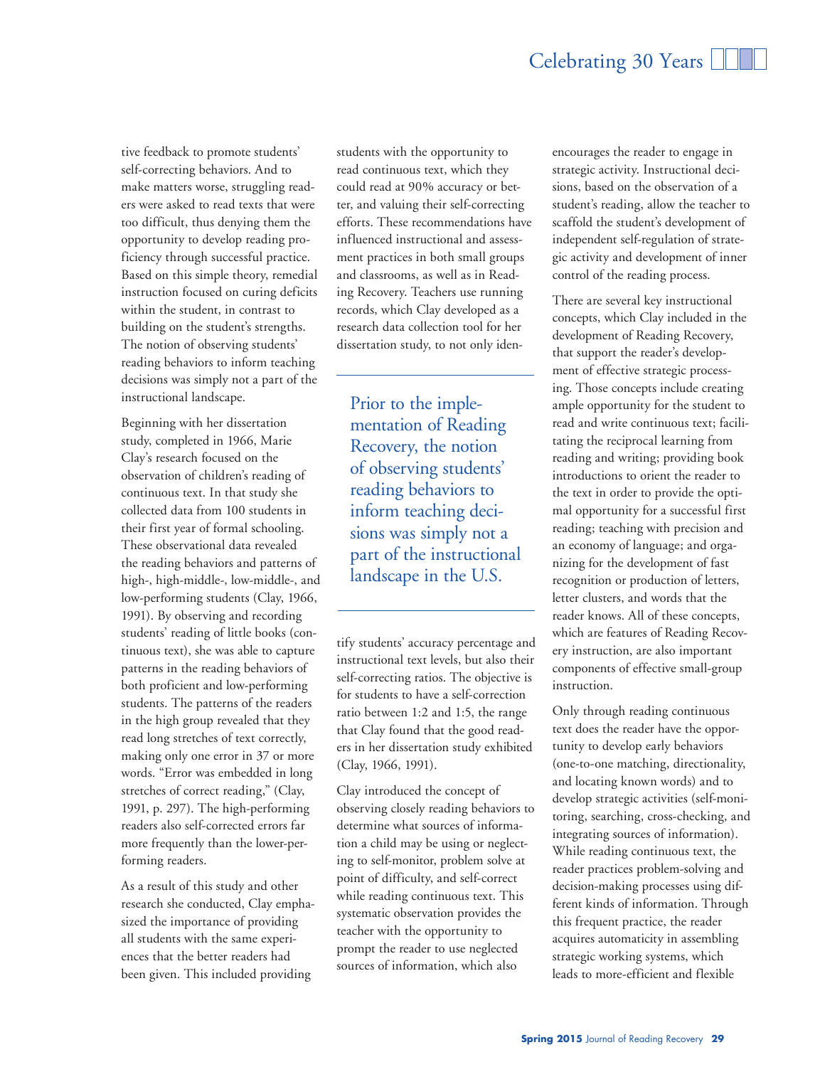tive feedback to promote students' self-correcting behaviors. And to make matters worse, struggling readers were asked to read texts that were too difficult, thus denying them the opportunity to develop reading proficiency through successful practice. Based on this simple theory, remedial instruction focused on curing deficits within the student, in contrast to building on the student's strengths. The notion of observing students' reading behaviors to inform teaching decisions was simply not a part of the instructional landscape.

Beginning with her dissertation study, completed in 1966, Marie Clay's research focused on the observation of children's reading of continuous text. In that study she collected data from 100 students in their first year of formal schooling. These observational data revealed the reading behaviors and patterns of high-, high-middle-, low-middle-, and low-performing students (Clay, 1966, 1991). By observing and recording students' reading of little books (continuous text), she was able to capture patterns in the reading behaviors of both proficient and low-performing students. The patterns of the readers in the high group revealed that they read long stretches of text correctly, making only one error in 37 or more words. "Error was embedded in long stretches of correct reading," (Clay, 1991, p. 297). The high-performing readers also self-corrected errors far more frequently than the lower-performing readers.

As a result of this study and other research she conducted, Clay emphasized the importance of providing all students with the same experiences that the better readers had been given. This included providing students with the opportunity to read continuous text, which they could read at 90% accuracy or better, and valuing their self-correcting efforts. These recommendations have influenced instructional and assessment practices in both small groups and classrooms, as well as in Reading Recovery. Teachers use running records, which Clay developed as a research data collection tool for her dissertation study, to not only identify students' accuracy percentage and instructional text levels, but also their self-correcting ratios. The objective is for students to have a self-correction ratio between 1:2 and 1:5, the range that Clay found that the good readers in her dissertation study exhibited (Clay, 1966, 1991).

> Prior to the implementation of Reading Recovery, the notion of observing students' reading behaviors to inform teaching decisions was simply not a part of the instructional landscape in the U.S.

Clay introduced the concept of observing closely reading behaviors to determine what sources of information a child may be using or neglecting to self-monitor, problem solve at point of difficulty, and self-correct while reading continuous text. This systematic observation provides the teacher with the opportunity to prompt the reader to use neglected sources of information, which also encourages the reader to engage in strategic activity. Instructional decisions, based on the observation of a student's reading, allow the teacher to scaffold the student's development of independent self-regulation of strategic activity and development of inner control of the reading process.

There are several key instructional concepts, which Clay included in the development of Reading Recovery, that support the reader's development of effective strategic processing. Those concepts include creating ample opportunity for the student to read and write continuous text; facilitating the reciprocal learning from reading and writing; providing book introductions to orient the reader to the text in order to provide the optimal opportunity for a successful first reading; teaching with precision and an economy of language; and organizing for the development of fast recognition or production of letters, letter clusters, and words that the reader knows. All of these concepts, which are features of Reading Recovery instruction, are also important components of effective small-group instruction.

Only through reading continuous text does the reader have the opportunity to develop early behaviors (one-to-one matching, directionality, and locating known words) and to develop strategic activities (self-monitoring, searching, cross-checking, and integrating sources of information). While reading continuous text, the reader practices problem-solving and decision-making processes using different kinds of information. Through this frequent practice, the reader acquires automaticity in assembling strategic working systems, which leads to more-efficient and flexible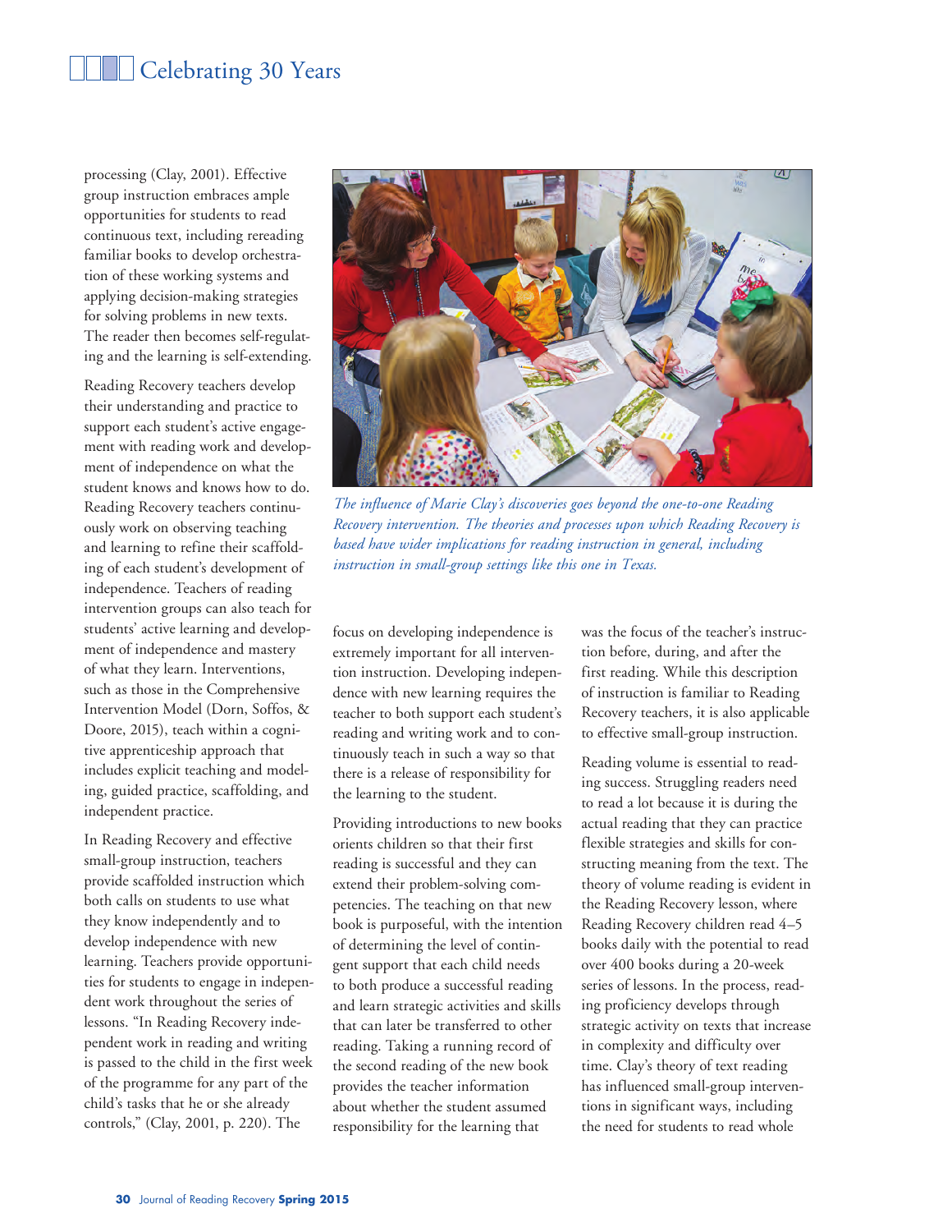processing (Clay, 2001). Effective group instruction embraces ample opportunities for students to read continuous text, including rereading familiar books to develop orchestration of these working systems and applying decision-making strategies for solving problems in new texts. The reader then becomes self-regulating and the learning is self-extending.

Reading Recovery teachers develop their understanding and practice to support each student's active engagement with reading work and development of independence on what the student knows and knows how to do. Reading Recovery teachers continuously work on observing teaching and learning to refine their scaffolding of each student's development of independence. Teachers of reading intervention groups can also teach for students' active learning and development of independence and mastery of what they learn. Interventions, such as those in the Comprehensive Intervention Model (Dorn, Soffos, & Doore, 2015), teach within a cognitive apprenticeship approach that includes explicit teaching and modeling, guided practice, scaffolding, and independent practice.

In Reading Recovery and effective small-group instruction, teachers provide scaffolded instruction which both calls on students to use what they know independently and to develop independence with new learning. Teachers provide opportunities for students to engage in independent work throughout the series of lessons. "In Reading Recovery independent work in reading and writing is passed to the child in the first week of the programme for any part of the child's tasks that he or she already controls," (Clay, 2001, p. 220). The focus on developing independence is extremely important for all intervention instruction. Developing independence with new learning requires the teacher to both support each student's reading and writing work and to continuously teach in such a way so that there is a release of responsibility for the learning to the student.

*The influence of Marie Clay's discoveries goes beyond the one-to-one Reading Recovery intervention. The theories and processes upon which Reading Recovery is based have wider implications for reading instruction in general, including instruction in small-group settings like this one in Texas.*

Providing introductions to new books orients children so that their first reading is successful and they can extend their problem-solving competencies. The teaching on that new book is purposeful, with the intention of determining the level of contingent support that each child needs to both produce a successful reading and learn strategic activities and skills that can later be transferred to other reading. Taking a running record of the second reading of the new book provides the teacher information about whether the student assumed responsibility for the learning that was the focus of the teacher's instruction before, during, and after the first reading. While this description of instruction is familiar to Reading Recovery teachers, it is also applicable to effective small-group instruction.

Reading volume is essential to reading success. Struggling readers need to read a lot because it is during the actual reading that they can practice flexible strategies and skills for constructing meaning from the text. The theory of volume reading is evident in the Reading Recovery lesson, where Reading Recovery children read 4–5 books daily with the potential to read over 400 books during a 20-week series of lessons. In the process, reading proficiency develops through strategic activity on texts that increase in complexity and difficulty over time. Clay's theory of text reading has influenced small-group interventions in significant ways, including the need for students to read whole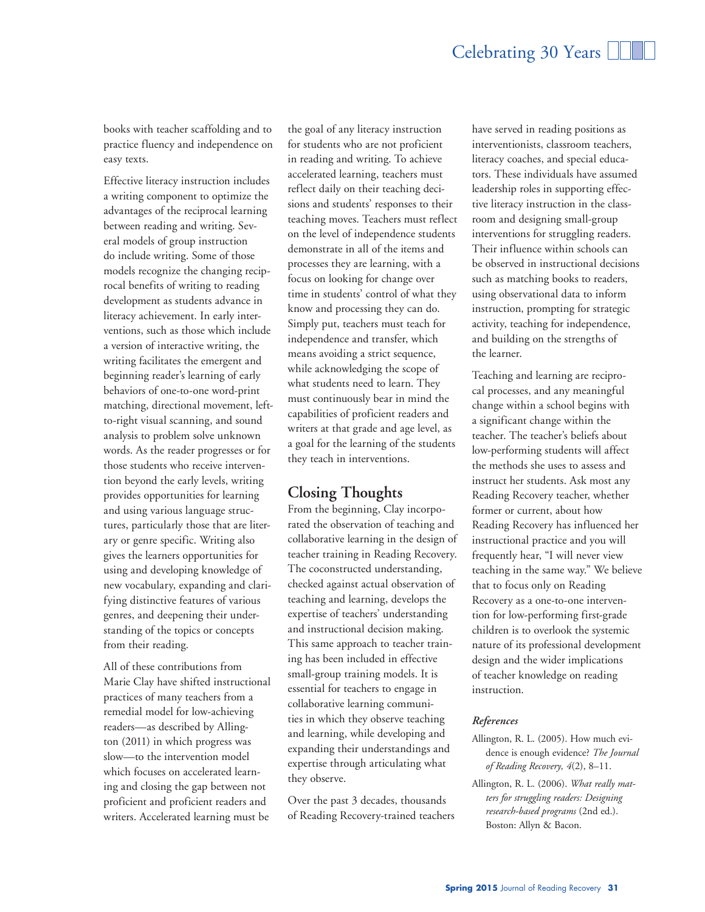books with teacher scaffolding and to practice fluency and independence on easy texts.

Effective literacy instruction includes a writing component to optimize the advantages of the reciprocal learning between reading and writing. Several models of group instruction do include writing. Some of those models recognize the changing reciprocal benefits of writing to reading development as students advance in literacy achievement. In early interventions, such as those which include a version of interactive writing, the writing facilitates the emergent and beginning reader's learning of early behaviors of one-to-one word-print matching, directional movement, left-to-right visual scanning, and sound analysis to problem solve unknown words. As the reader progresses or for those students who receive intervention beyond the early levels, writing provides opportunities for learning and using various language structures, particularly those that are literary or genre specific. Writing also gives the learners opportunities for using and developing knowledge of new vocabulary, expanding and clarifying distinctive features of various genres, and deepening their understanding of the topics or concepts from their reading.

All of these contributions from Marie Clay have shifted instructional practices of many teachers from a remedial model for low-achieving readers—as described by Allington (2011) in which progress was slow—to the intervention model which focuses on accelerated learning and closing the gap between not proficient and proficient readers and writers. Accelerated learning must be the goal of any literacy instruction for students who are not proficient in reading and writing. To achieve accelerated learning, teachers must reflect daily on their teaching decisions and students' responses to their teaching moves. Teachers must reflect on the level of independence students demonstrate in all of the items and processes they are learning, with a focus on looking for change over time in students' control of what they know and processing they can do. Simply put, teachers must teach for independence and transfer, which means avoiding a strict sequence, while acknowledging the scope of what students need to learn. They must continuously bear in mind the capabilities of proficient readers and writers at that grade and age level, as a goal for the learning of the students they teach in interventions.

## Closing Thoughts

From the beginning, Clay incorporated the observation of teaching and collaborative learning in the design of teacher training in Reading Recovery. The coconstructed understanding, checked against actual observation of teaching and learning, develops the expertise of teachers' understanding and instructional decision making. This same approach to teacher training has been included in effective small-group training models. It is essential for teachers to engage in collaborative learning communities in which they observe teaching and learning, while developing and expanding their understandings and expertise through articulating what they observe.

Over the past 3 decades, thousands of Reading Recovery-trained teachers have served in reading positions as interventionists, classroom teachers, literacy coaches, and special educators. These individuals have assumed leadership roles in supporting effective literacy instruction in the classroom and designing small-group interventions for struggling readers. Their influence within schools can be observed in instructional decisions such as matching books to readers, using observational data to inform instruction, prompting for strategic activity, teaching for independence, and building on the strengths of the learner.

Teaching and learning are reciprocal processes, and any meaningful change within a school begins with a significant change within the teacher. The teacher's beliefs about low-performing students will affect the methods she uses to assess and instruct her students. Ask most any Reading Recovery teacher, whether former or current, about how Reading Recovery has influenced her instructional practice and you will frequently hear, "I will never view teaching in the same way." We believe that to focus only on Reading Recovery as a one-to-one intervention for low-performing first-grade children is to overlook the systemic nature of its professional development design and the wider implications of teacher knowledge on reading instruction.

### *References*

Allington, R. L. (2005). How much evidence is enough evidence? *The Journal of Reading Recovery, 4*(2), 8–11.

Allington, R. L. (2006). *What really matters for struggling readers: Designing research-based programs* (2nd ed.). Boston: Allyn & Bacon.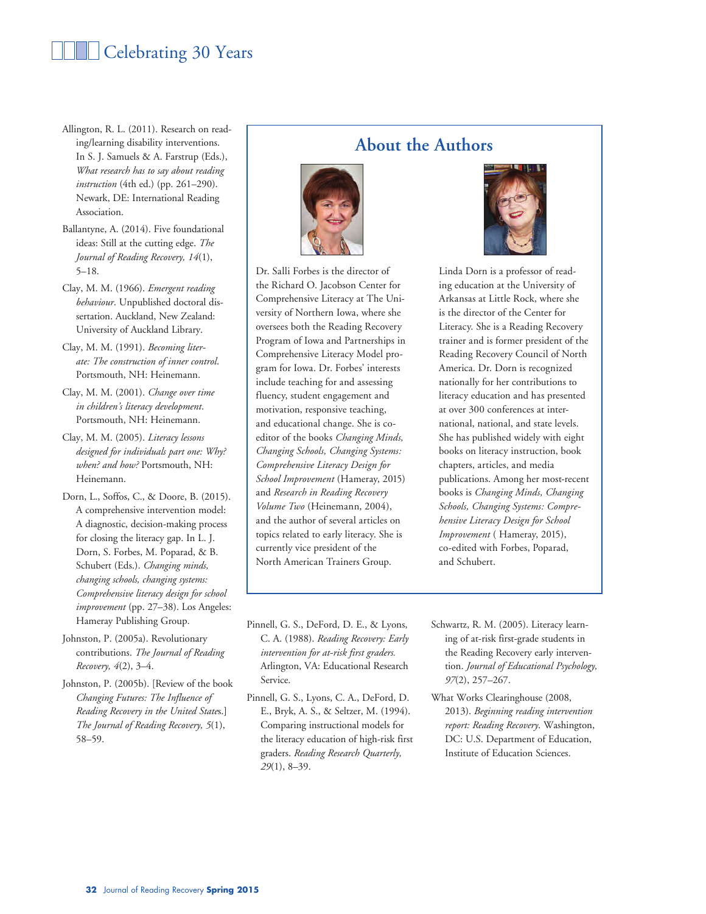Allington, R. L. (2011). Research on reading/learning disability interventions. In S. J. Samuels & A. Farstrup (Eds.), *What research has to say about reading instruction* (4th ed.) (pp. 261–290). Newark, DE: International Reading Association.

Ballantyne, A. (2014). Five foundational ideas: Still at the cutting edge. *The Journal of Reading Recovery, 14*(1), 5–18.

Clay, M. M. (1966). *Emergent reading behaviour.* Unpublished doctoral dissertation. Auckland, New Zealand: University of Auckland Library.

Clay, M. M. (1991). *Becoming literate: The construction of inner control.* Portsmouth, NH: Heinemann.

Clay, M. M. (2001). *Change over time in children's literacy development.* Portsmouth, NH: Heinemann.

Clay, M. M. (2005). *Literacy lessons designed for individuals part one: Why? when? and how?* Portsmouth, NH: Heinemann.

Dorn, L., Soffos, C., & Doore, B. (2015). A comprehensive intervention model: A diagnostic, decision-making process for closing the literacy gap. In L. J. Dorn, S. Forbes, M. Poparad, & B. Schubert (Eds.). *Changing minds, changing schools, changing systems: Comprehensive literacy design for school improvement* (pp. 27–38). Los Angeles: Hameray Publishing Group.

Johnston, P. (2005a). Revolutionary contributions. *The Journal of Reading Recovery, 4*(2), 3–4.

Johnston, P. (2005b). [Review of the book *Changing Futures: The Influence of Reading Recovery in the United States*.] *The Journal of Reading Recovery, 5*(1), 58–59.

## About the Authors

Dr. Salli Forbes is the director of the Richard O. Jacobson Center for Comprehensive Literacy at The University of Northern Iowa, where she oversees both the Reading Recovery Program of Iowa and Partnerships in Comprehensive Literacy Model program for Iowa. Dr. Forbes' interests include teaching for and assessing fluency, student engagement and motivation, responsive teaching, and educational change. She is co-editor of the books *Changing Minds, Changing Schools, Changing Systems: Comprehensive Literacy Design for School Improvement* (Hameray, 2015) and *Research in Reading Recovery Volume Two* (Heinemann, 2004), and the author of several articles on topics related to early literacy. She is currently vice president of the North American Trainers Group.

Linda Dorn is a professor of reading education at the University of Arkansas at Little Rock, where she is the director of the Center for Literacy. She is a Reading Recovery trainer and is former president of the Reading Recovery Council of North America. Dr. Dorn is recognized nationally for her contributions to literacy education and has presented at over 300 conferences at international, national, and state levels. She has published widely with eight books on literacy instruction, book chapters, articles, and media publications. Among her most-recent books is *Changing Minds, Changing Schools, Changing Systems: Comprehensive Literacy Design for School Improvement* ( Hameray, 2015), co-edited with Forbes, Poparad, and Schubert.

Pinnell, G. S., DeFord, D. E., & Lyons, C. A. (1988). *Reading Recovery: Early intervention for at-risk first graders.* Arlington, VA: Educational Research Service.

Pinnell, G. S., Lyons, C. A., DeFord, D. E., Bryk, A. S., & Seltzer, M. (1994). Comparing instructional models for the literacy education of high-risk first graders. *Reading Research Quarterly, 29*(1), 8–39.

Schwartz, R. M. (2005). Literacy learning of at-risk first-grade students in the Reading Recovery early intervention. *Journal of Educational Psychology, 97*(2), 257–267.

What Works Clearinghouse (2008, 2013). *Beginning reading intervention report: Reading Recovery.* Washington, DC: U.S. Department of Education, Institute of Education Sciences.